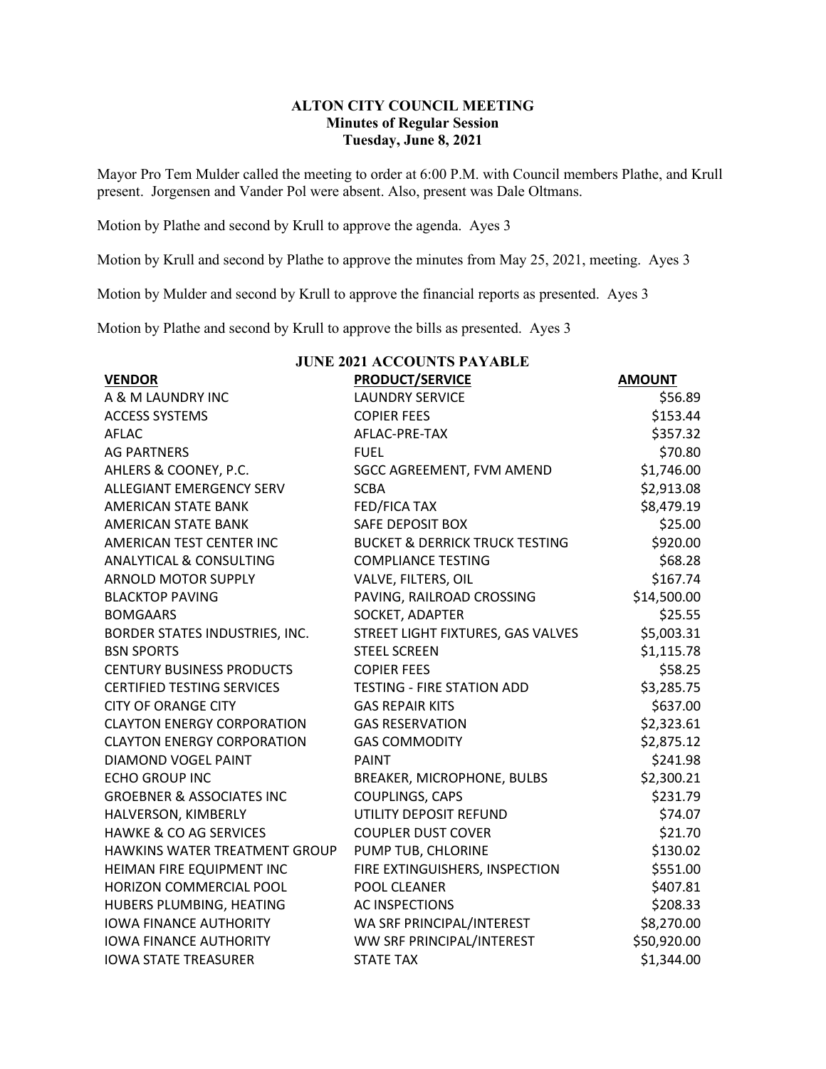# ALTON CITY COUNCIL MEETING
## Minutes of Regular Session
## Tuesday, June 8, 2021

Mayor Pro Tem Mulder called the meeting to order at 6:00 P.M. with Council members Plathe, and Krull present. Jorgensen and Vander Pol were absent. Also, present was Dale Oltmans.

Motion by Plathe and second by Krull to approve the agenda. Ayes 3

Motion by Krull and second by Plathe to approve the minutes from May 25, 2021, meeting. Ayes 3

Motion by Mulder and second by Krull to approve the financial reports as presented. Ayes 3

Motion by Plathe and second by Krull to approve the bills as presented. Ayes 3

**JUNE 2021 ACCOUNTS PAYABLE**

| VENDOR | PRODUCT/SERVICE | AMOUNT |
|---|---|---|
| A & M LAUNDRY INC | LAUNDRY SERVICE | $56.89 |
| ACCESS SYSTEMS | COPIER FEES | $153.44 |
| AFLAC | AFLAC-PRE-TAX | $357.32 |
| AG PARTNERS | FUEL | $70.80 |
| AHLERS & COONEY, P.C. | SGCC AGREEMENT, FVM AMEND | $1,746.00 |
| ALLEGIANT EMERGENCY SERV | SCBA | $2,913.08 |
| AMERICAN STATE BANK | FED/FICA TAX | $8,479.19 |
| AMERICAN STATE BANK | SAFE DEPOSIT BOX | $25.00 |
| AMERICAN TEST CENTER INC | BUCKET & DERRICK TRUCK TESTING | $920.00 |
| ANALYTICAL & CONSULTING | COMPLIANCE TESTING | $68.28 |
| ARNOLD MOTOR SUPPLY | VALVE, FILTERS, OIL | $167.74 |
| BLACKTOP PAVING | PAVING, RAILROAD CROSSING | $14,500.00 |
| BOMGAARS | SOCKET, ADAPTER | $25.55 |
| BORDER STATES INDUSTRIES, INC. | STREET LIGHT FIXTURES, GAS VALVES | $5,003.31 |
| BSN SPORTS | STEEL SCREEN | $1,115.78 |
| CENTURY BUSINESS PRODUCTS | COPIER FEES | $58.25 |
| CERTIFIED TESTING SERVICES | TESTING - FIRE STATION ADD | $3,285.75 |
| CITY OF ORANGE CITY | GAS REPAIR KITS | $637.00 |
| CLAYTON ENERGY CORPORATION | GAS RESERVATION | $2,323.61 |
| CLAYTON ENERGY CORPORATION | GAS COMMODITY | $2,875.12 |
| DIAMOND VOGEL PAINT | PAINT | $241.98 |
| ECHO GROUP INC | BREAKER, MICROPHONE, BULBS | $2,300.21 |
| GROEBNER & ASSOCIATES INC | COUPLINGS, CAPS | $231.79 |
| HALVERSON, KIMBERLY | UTILITY DEPOSIT REFUND | $74.07 |
| HAWKE & CO AG SERVICES | COUPLER DUST COVER | $21.70 |
| HAWKINS WATER TREATMENT GROUP | PUMP TUB, CHLORINE | $130.02 |
| HEIMAN FIRE EQUIPMENT INC | FIRE EXTINGUISHERS, INSPECTION | $551.00 |
| HORIZON COMMERCIAL POOL | POOL CLEANER | $407.81 |
| HUBERS PLUMBING, HEATING | AC INSPECTIONS | $208.33 |
| IOWA FINANCE AUTHORITY | WA SRF PRINCIPAL/INTEREST | $8,270.00 |
| IOWA FINANCE AUTHORITY | WW SRF PRINCIPAL/INTEREST | $50,920.00 |
| IOWA STATE TREASURER | STATE TAX | $1,344.00 |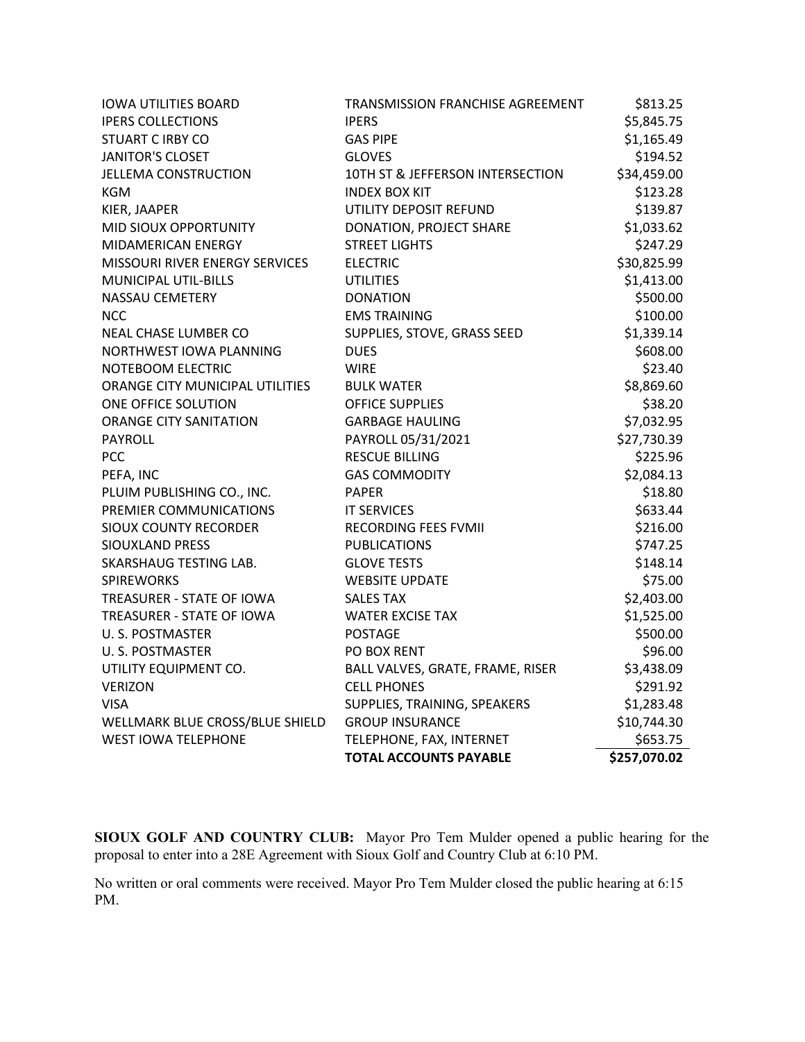| | | |
|---|---|---|
| IOWA UTILITIES BOARD | TRANSMISSION FRANCHISE AGREEMENT | $813.25 |
| IPERS COLLECTIONS | IPERS | $5,845.75 |
| STUART C IRBY CO | GAS PIPE | $1,165.49 |
| JANITOR'S CLOSET | GLOVES | $194.52 |
| JELLEMA CONSTRUCTION | 10TH ST & JEFFERSON INTERSECTION | $34,459.00 |
| KGM | INDEX BOX KIT | $123.28 |
| KIER, JAAPER | UTILITY DEPOSIT REFUND | $139.87 |
| MID SIOUX OPPORTUNITY | DONATION, PROJECT SHARE | $1,033.62 |
| MIDAMERICAN ENERGY | STREET LIGHTS | $247.29 |
| MISSOURI RIVER ENERGY SERVICES | ELECTRIC | $30,825.99 |
| MUNICIPAL UTIL-BILLS | UTILITIES | $1,413.00 |
| NASSAU CEMETERY | DONATION | $500.00 |
| NCC | EMS TRAINING | $100.00 |
| NEAL CHASE LUMBER CO | SUPPLIES, STOVE, GRASS SEED | $1,339.14 |
| NORTHWEST IOWA PLANNING | DUES | $608.00 |
| NOTEBOOM ELECTRIC | WIRE | $23.40 |
| ORANGE CITY MUNICIPAL UTILITIES | BULK WATER | $8,869.60 |
| ONE OFFICE SOLUTION | OFFICE SUPPLIES | $38.20 |
| ORANGE CITY SANITATION | GARBAGE HAULING | $7,032.95 |
| PAYROLL | PAYROLL 05/31/2021 | $27,730.39 |
| PCC | RESCUE BILLING | $225.96 |
| PEFA, INC | GAS COMMODITY | $2,084.13 |
| PLUIM PUBLISHING CO., INC. | PAPER | $18.80 |
| PREMIER COMMUNICATIONS | IT SERVICES | $633.44 |
| SIOUX COUNTY RECORDER | RECORDING FEES FVMII | $216.00 |
| SIOUXLAND PRESS | PUBLICATIONS | $747.25 |
| SKARSHAUG TESTING LAB. | GLOVE TESTS | $148.14 |
| SPIREWORKS | WEBSITE UPDATE | $75.00 |
| TREASURER - STATE OF IOWA | SALES TAX | $2,403.00 |
| TREASURER - STATE OF IOWA | WATER EXCISE TAX | $1,525.00 |
| U. S. POSTMASTER | POSTAGE | $500.00 |
| U. S. POSTMASTER | PO BOX RENT | $96.00 |
| UTILITY EQUIPMENT CO. | BALL VALVES, GRATE, FRAME, RISER | $3,438.09 |
| VERIZON | CELL PHONES | $291.92 |
| VISA | SUPPLIES, TRAINING, SPEAKERS | $1,283.48 |
| WELLMARK BLUE CROSS/BLUE SHIELD | GROUP INSURANCE | $10,744.30 |
| WEST IOWA TELEPHONE | TELEPHONE, FAX, INTERNET | $653.75 |
| | **TOTAL ACCOUNTS PAYABLE** | **$257,070.02** |

**SIOUX GOLF AND COUNTRY CLUB:** Mayor Pro Tem Mulder opened a public hearing for the proposal to enter into a 28E Agreement with Sioux Golf and Country Club at 6:10 PM.

No written or oral comments were received. Mayor Pro Tem Mulder closed the public hearing at 6:15 PM.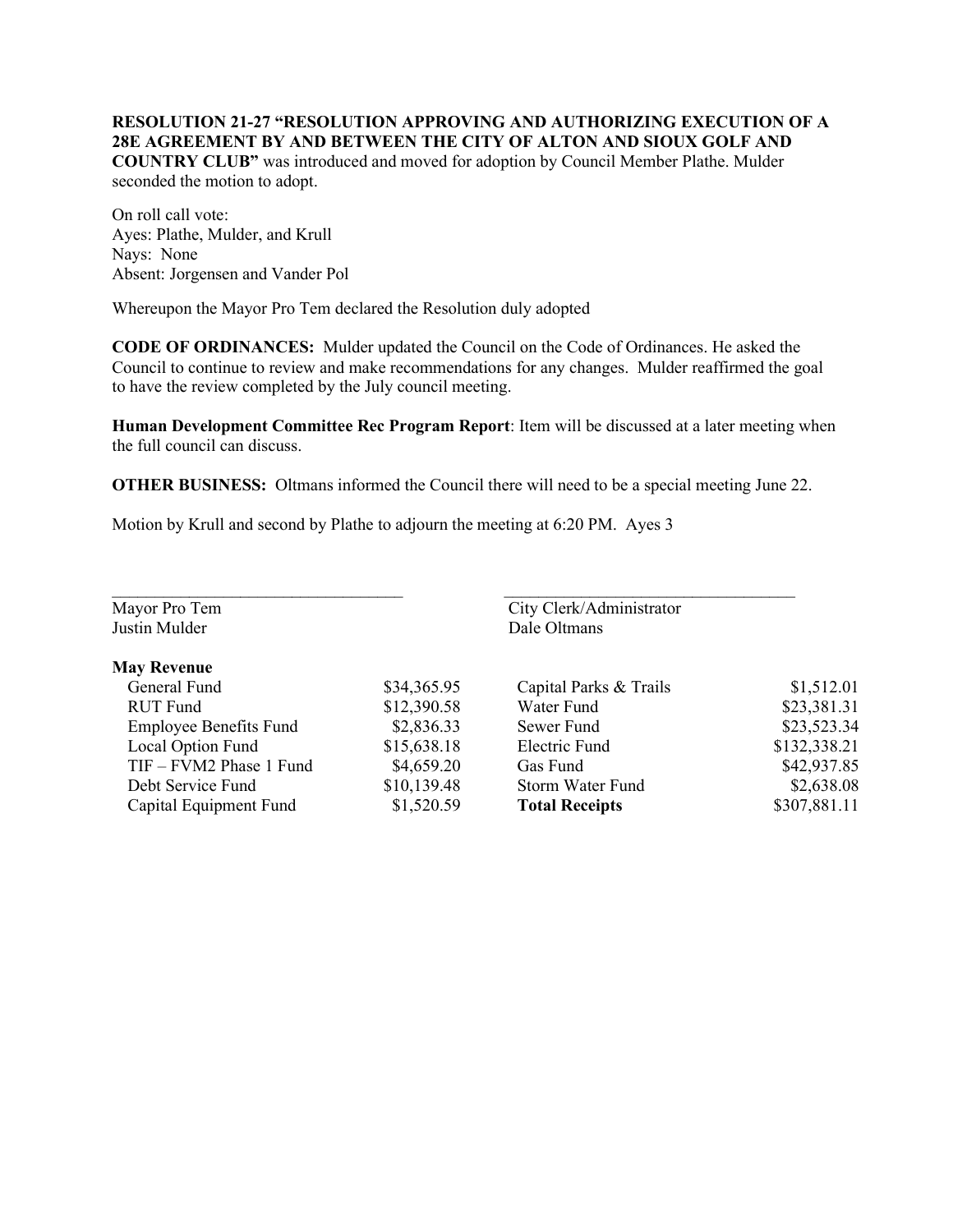**RESOLUTION 21-27 "RESOLUTION APPROVING AND AUTHORIZING EXECUTION OF A 28E AGREEMENT BY AND BETWEEN THE CITY OF ALTON AND SIOUX GOLF AND COUNTRY CLUB"** was introduced and moved for adoption by Council Member Plathe. Mulder seconded the motion to adopt.

On roll call vote:
Ayes: Plathe, Mulder, and Krull
Nays: None
Absent: Jorgensen and Vander Pol

Whereupon the Mayor Pro Tem declared the Resolution duly adopted

**CODE OF ORDINANCES:** Mulder updated the Council on the Code of Ordinances. He asked the Council to continue to review and make recommendations for any changes. Mulder reaffirmed the goal to have the review completed by the July council meeting.

**Human Development Committee Rec Program Report**: Item will be discussed at a later meeting when the full council can discuss.

**OTHER BUSINESS:** Oltmans informed the Council there will need to be a special meeting June 22.

Motion by Krull and second by Plathe to adjourn the meeting at 6:20 PM. Ayes 3

\_\_\_\_\_\_\_\_\_\_\_\_\_\_\_\_\_\_\_\_\_\_\_\_\_\_\_\_\_\_\_\_\_\_\_
Mayor Pro Tem
Justin Mulder

\_\_\_\_\_\_\_\_\_\_\_\_\_\_\_\_\_\_\_\_\_\_\_\_\_\_\_\_\_\_\_\_\_\_\_
City Clerk/Administrator
Dale Oltmans

**May Revenue**

| | | | |
|---|---|---|---|
| General Fund | $34,365.95 | Capital Parks & Trails | $1,512.01 |
| RUT Fund | $12,390.58 | Water Fund | $23,381.31 |
| Employee Benefits Fund | $2,836.33 | Sewer Fund | $23,523.34 |
| Local Option Fund | $15,638.18 | Electric Fund | $132,338.21 |
| TIF – FVM2 Phase 1 Fund | $4,659.20 | Gas Fund | $42,937.85 |
| Debt Service Fund | $10,139.48 | Storm Water Fund | $2,638.08 |
| Capital Equipment Fund | $1,520.59 | **Total Receipts** | $307,881.11 |